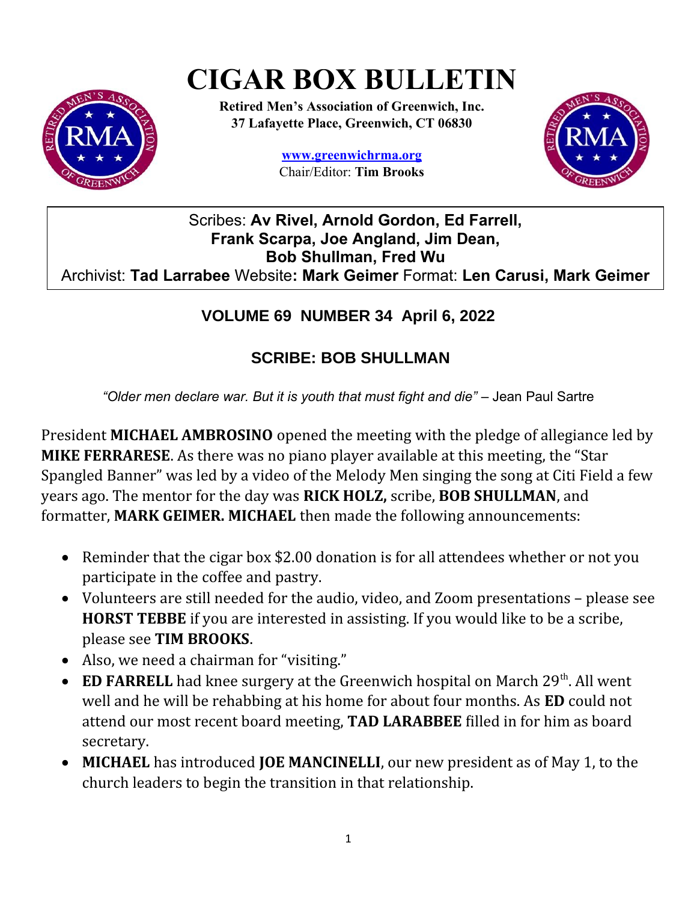# CIGAR BOX BULLETIN

**Retired Men's Association of Greenwich, Inc.**
**37 Lafayette Place, Greenwich, CT 06830**

**www.greenwichrma.org**
Chair/Editor: **Tim Brooks**

Scribes: **Av Rivel, Arnold Gordon, Ed Farrell, Frank Scarpa, Joe Angland, Jim Dean, Bob Shullman, Fred Wu**
Archivist: **Tad Larrabee** Website**: Mark Geimer** Format: **Len Carusi, Mark Geimer**

## VOLUME 69 NUMBER 34 April 6, 2022

## SCRIBE: BOB SHULLMAN

*"Older men declare war. But it is youth that must fight and die"* – Jean Paul Sartre

President **MICHAEL AMBROSINO** opened the meeting with the pledge of allegiance led by **MIKE FERRARESE**. As there was no piano player available at this meeting, the "Star Spangled Banner" was led by a video of the Melody Men singing the song at Citi Field a few years ago. The mentor for the day was **RICK HOLZ,** scribe, **BOB SHULLMAN**, and formatter, **MARK GEIMER. MICHAEL** then made the following announcements:

- Reminder that the cigar box $2.00 donation is for all attendees whether or not you participate in the coffee and pastry.
- Volunteers are still needed for the audio, video, and Zoom presentations – please see **HORST TEBBE** if you are interested in assisting. If you would like to be a scribe, please see **TIM BROOKS**.
- Also, we need a chairman for "visiting."
- **ED FARRELL** had knee surgery at the Greenwich hospital on March 29th. All went well and he will be rehabbing at his home for about four months. As **ED** could not attend our most recent board meeting, **TAD LARABBEE** filled in for him as board secretary.
- **MICHAEL** has introduced **JOE MANCINELLI**, our new president as of May 1, to the church leaders to begin the transition in that relationship.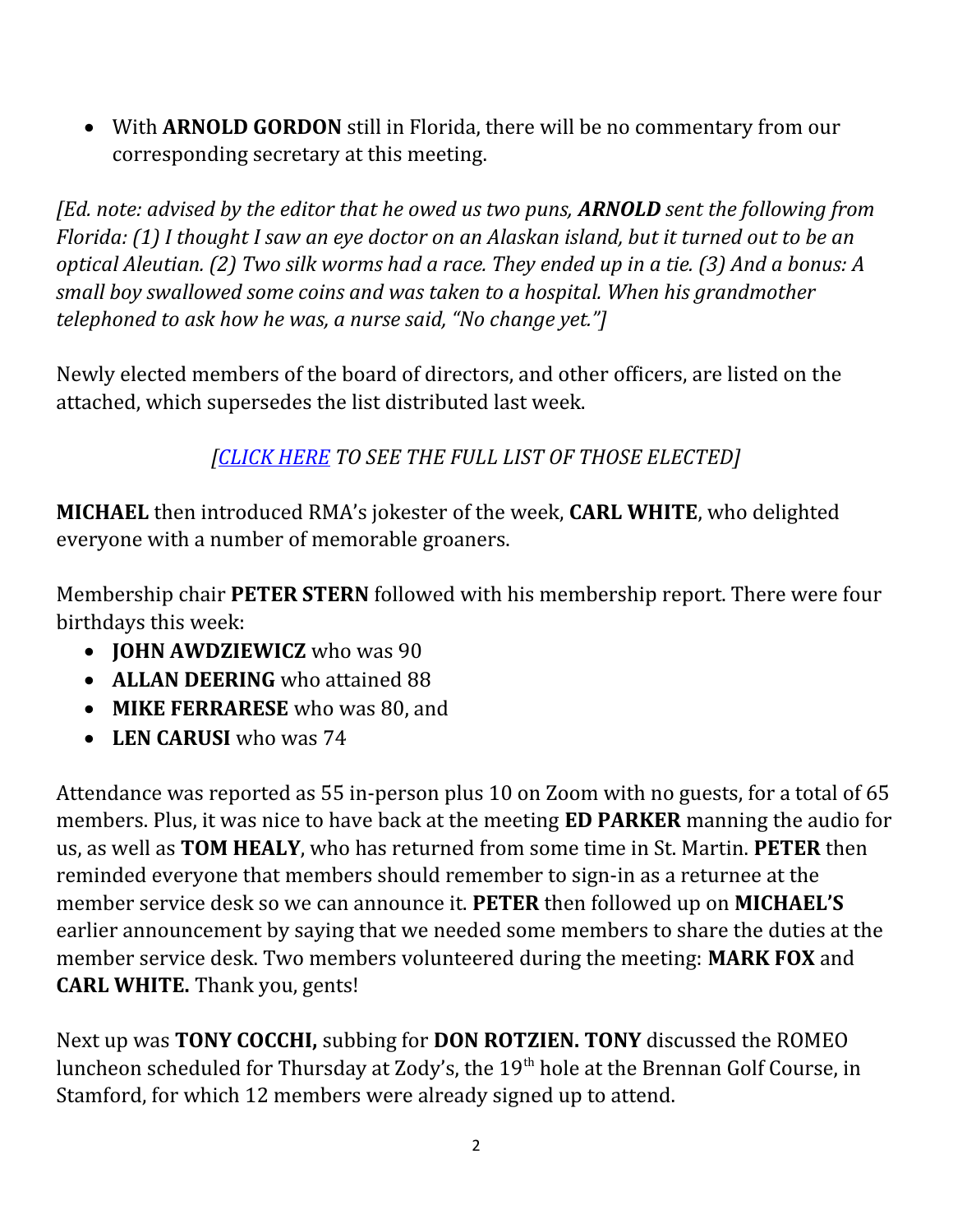- With **ARNOLD GORDON** still in Florida, there will be no commentary from our corresponding secretary at this meeting.

*[Ed. note: advised by the editor that he owed us two puns, **ARNOLD** sent the following from Florida: (1) I thought I saw an eye doctor on an Alaskan island, but it turned out to be an optical Aleutian. (2) Two silk worms had a race. They ended up in a tie. (3) And a bonus: A small boy swallowed some coins and was taken to a hospital. When his grandmother telephoned to ask how he was, a nurse said, "No change yet."]*

Newly elected members of the board of directors, and other officers, are listed on the attached, which supersedes the list distributed last week.

*[CLICK HERE TO SEE THE FULL LIST OF THOSE ELECTED]*

**MICHAEL** then introduced RMA's jokester of the week, **CARL WHITE**, who delighted everyone with a number of memorable groaners.

Membership chair **PETER STERN** followed with his membership report. There were four birthdays this week:

- **JOHN AWDZIEWICZ** who was 90
- **ALLAN DEERING** who attained 88
- **MIKE FERRARESE** who was 80, and
- **LEN CARUSI** who was 74

Attendance was reported as 55 in-person plus 10 on Zoom with no guests, for a total of 65 members. Plus, it was nice to have back at the meeting **ED PARKER** manning the audio for us, as well as **TOM HEALY**, who has returned from some time in St. Martin. **PETER** then reminded everyone that members should remember to sign-in as a returnee at the member service desk so we can announce it. **PETER** then followed up on **MICHAEL'S** earlier announcement by saying that we needed some members to share the duties at the member service desk. Two members volunteered during the meeting: **MARK FOX** and **CARL WHITE.** Thank you, gents!

Next up was **TONY COCCHI,** subbing for **DON ROTZIEN. TONY** discussed the ROMEO luncheon scheduled for Thursday at Zody's, the 19th hole at the Brennan Golf Course, in Stamford, for which 12 members were already signed up to attend.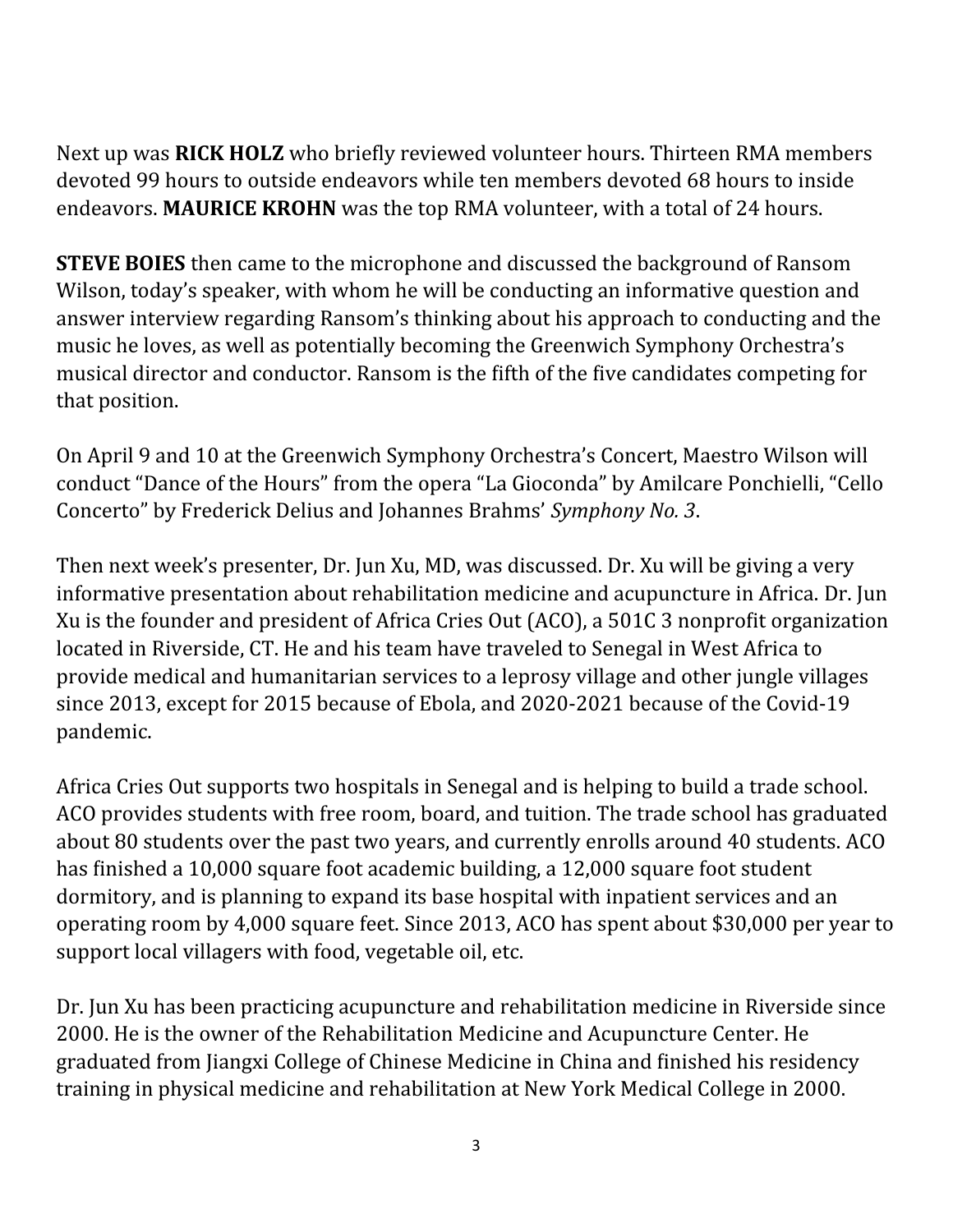Next up was **RICK HOLZ** who briefly reviewed volunteer hours. Thirteen RMA members devoted 99 hours to outside endeavors while ten members devoted 68 hours to inside endeavors. **MAURICE KROHN** was the top RMA volunteer, with a total of 24 hours.

**STEVE BOIES** then came to the microphone and discussed the background of Ransom Wilson, today's speaker, with whom he will be conducting an informative question and answer interview regarding Ransom's thinking about his approach to conducting and the music he loves, as well as potentially becoming the Greenwich Symphony Orchestra's musical director and conductor. Ransom is the fifth of the five candidates competing for that position.

On April 9 and 10 at the Greenwich Symphony Orchestra's Concert, Maestro Wilson will conduct "Dance of the Hours" from the opera "La Gioconda" by Amilcare Ponchielli, "Cello Concerto" by Frederick Delius and Johannes Brahms' *Symphony No. 3*.

Then next week's presenter, Dr. Jun Xu, MD, was discussed. Dr. Xu will be giving a very informative presentation about rehabilitation medicine and acupuncture in Africa. Dr. Jun Xu is the founder and president of Africa Cries Out (ACO), a 501C 3 nonprofit organization located in Riverside, CT. He and his team have traveled to Senegal in West Africa to provide medical and humanitarian services to a leprosy village and other jungle villages since 2013, except for 2015 because of Ebola, and 2020-2021 because of the Covid-19 pandemic.

Africa Cries Out supports two hospitals in Senegal and is helping to build a trade school. ACO provides students with free room, board, and tuition. The trade school has graduated about 80 students over the past two years, and currently enrolls around 40 students. ACO has finished a 10,000 square foot academic building, a 12,000 square foot student dormitory, and is planning to expand its base hospital with inpatient services and an operating room by 4,000 square feet. Since 2013, ACO has spent about $30,000 per year to support local villagers with food, vegetable oil, etc.

Dr. Jun Xu has been practicing acupuncture and rehabilitation medicine in Riverside since 2000. He is the owner of the Rehabilitation Medicine and Acupuncture Center. He graduated from Jiangxi College of Chinese Medicine in China and finished his residency training in physical medicine and rehabilitation at New York Medical College in 2000.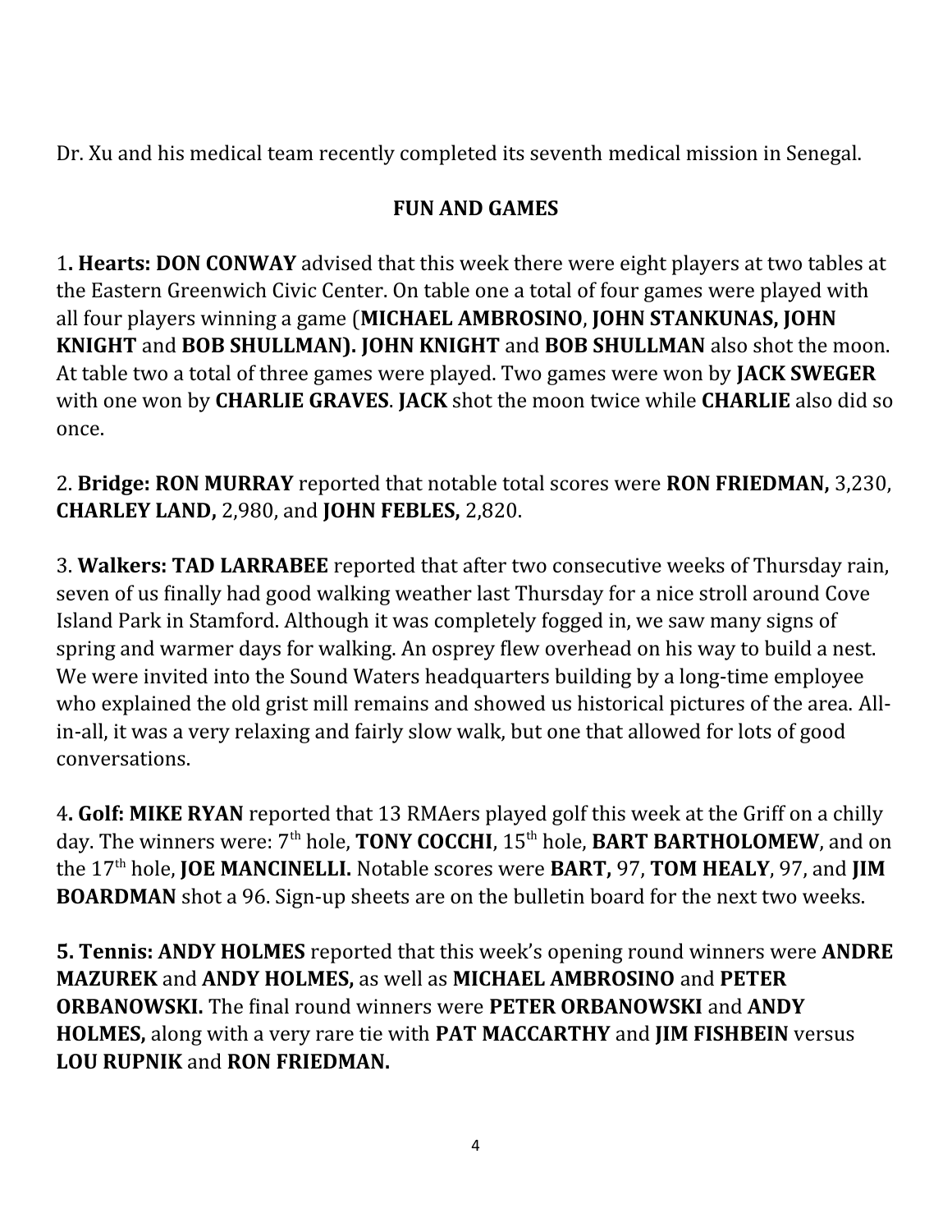Dr. Xu and his medical team recently completed its seventh medical mission in Senegal.

## FUN AND GAMES

1**. Hearts: DON CONWAY** advised that this week there were eight players at two tables at the Eastern Greenwich Civic Center. On table one a total of four games were played with all four players winning a game (**MICHAEL AMBROSINO**, **JOHN STANKUNAS, JOHN KNIGHT** and **BOB SHULLMAN). JOHN KNIGHT** and **BOB SHULLMAN** also shot the moon. At table two a total of three games were played. Two games were won by **JACK SWEGER** with one won by **CHARLIE GRAVES**. **JACK** shot the moon twice while **CHARLIE** also did so once.

2. **Bridge: RON MURRAY** reported that notable total scores were **RON FRIEDMAN,** 3,230, **CHARLEY LAND,** 2,980, and **JOHN FEBLES,** 2,820.

3. **Walkers: TAD LARRABEE** reported that after two consecutive weeks of Thursday rain, seven of us finally had good walking weather last Thursday for a nice stroll around Cove Island Park in Stamford. Although it was completely fogged in, we saw many signs of spring and warmer days for walking. An osprey flew overhead on his way to build a nest. We were invited into the Sound Waters headquarters building by a long-time employee who explained the old grist mill remains and showed us historical pictures of the area. All-in-all, it was a very relaxing and fairly slow walk, but one that allowed for lots of good conversations.

4**. Golf: MIKE RYAN** reported that 13 RMAers played golf this week at the Griff on a chilly day. The winners were: 7th hole, **TONY COCCHI**, 15th hole, **BART BARTHOLOMEW**, and on the 17th hole, **JOE MANCINELLI.** Notable scores were **BART,** 97, **TOM HEALY**, 97, and **JIM BOARDMAN** shot a 96. Sign-up sheets are on the bulletin board for the next two weeks.

**5. Tennis: ANDY HOLMES** reported that this week's opening round winners were **ANDRE MAZUREK** and **ANDY HOLMES,** as well as **MICHAEL AMBROSINO** and **PETER ORBANOWSKI.** The final round winners were **PETER ORBANOWSKI** and **ANDY HOLMES,** along with a very rare tie with **PAT MACCARTHY** and **JIM FISHBEIN** versus **LOU RUPNIK** and **RON FRIEDMAN.**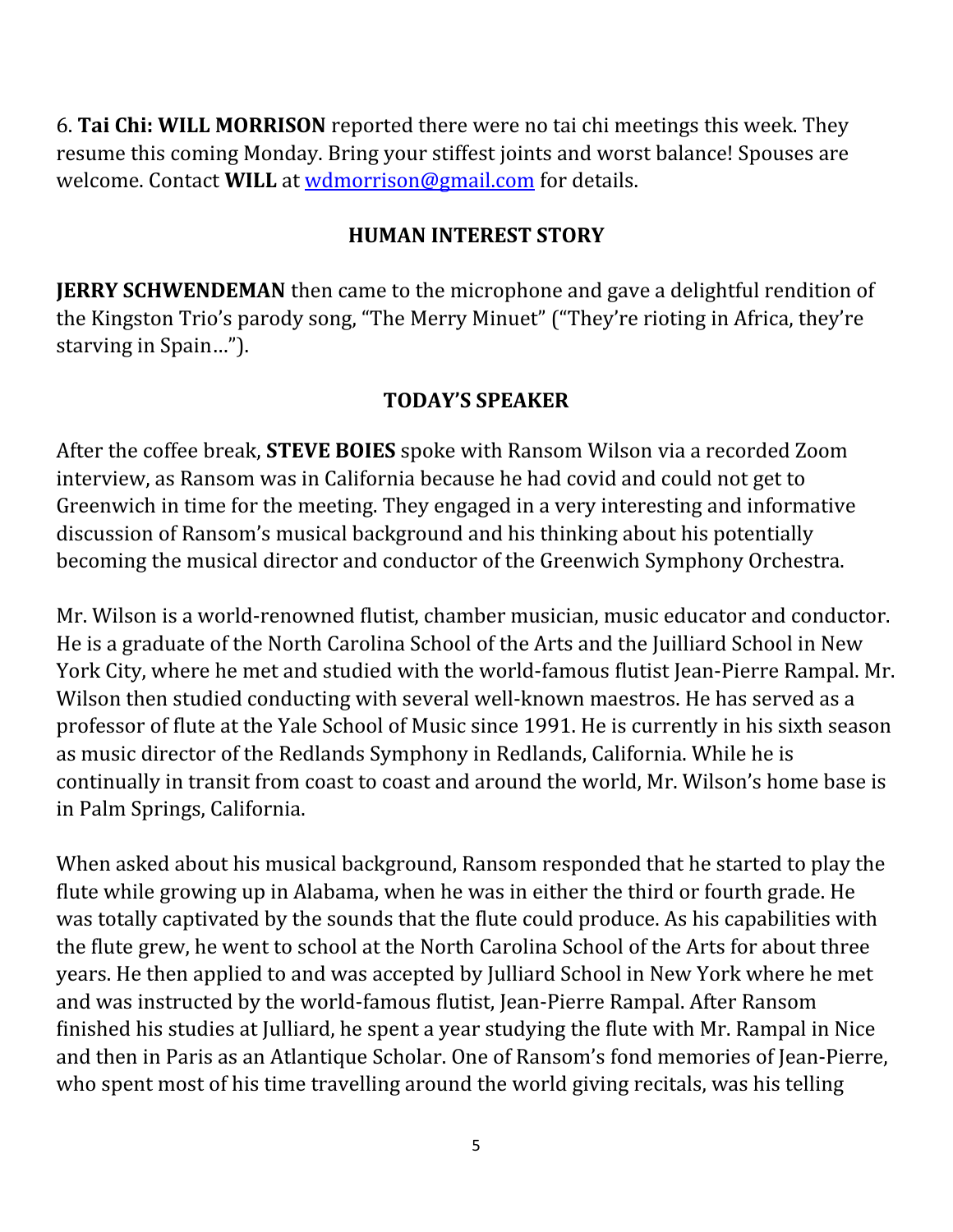6. **Tai Chi: WILL MORRISON** reported there were no tai chi meetings this week. They resume this coming Monday. Bring your stiffest joints and worst balance! Spouses are welcome. Contact **WILL** at wdmorrison@gmail.com for details.

## HUMAN INTEREST STORY

**JERRY SCHWENDEMAN** then came to the microphone and gave a delightful rendition of the Kingston Trio's parody song, "The Merry Minuet" ("They're rioting in Africa, they're starving in Spain…").

## TODAY'S SPEAKER

After the coffee break, **STEVE BOIES** spoke with Ransom Wilson via a recorded Zoom interview, as Ransom was in California because he had covid and could not get to Greenwich in time for the meeting. They engaged in a very interesting and informative discussion of Ransom's musical background and his thinking about his potentially becoming the musical director and conductor of the Greenwich Symphony Orchestra.

Mr. Wilson is a world-renowned flutist, chamber musician, music educator and conductor. He is a graduate of the North Carolina School of the Arts and the Juilliard School in New York City, where he met and studied with the world-famous flutist Jean-Pierre Rampal. Mr. Wilson then studied conducting with several well-known maestros. He has served as a professor of flute at the Yale School of Music since 1991. He is currently in his sixth season as music director of the Redlands Symphony in Redlands, California. While he is continually in transit from coast to coast and around the world, Mr. Wilson's home base is in Palm Springs, California.

When asked about his musical background, Ransom responded that he started to play the flute while growing up in Alabama, when he was in either the third or fourth grade. He was totally captivated by the sounds that the flute could produce. As his capabilities with the flute grew, he went to school at the North Carolina School of the Arts for about three years. He then applied to and was accepted by Julliard School in New York where he met and was instructed by the world-famous flutist, Jean-Pierre Rampal. After Ransom finished his studies at Julliard, he spent a year studying the flute with Mr. Rampal in Nice and then in Paris as an Atlantique Scholar. One of Ransom's fond memories of Jean-Pierre, who spent most of his time travelling around the world giving recitals, was his telling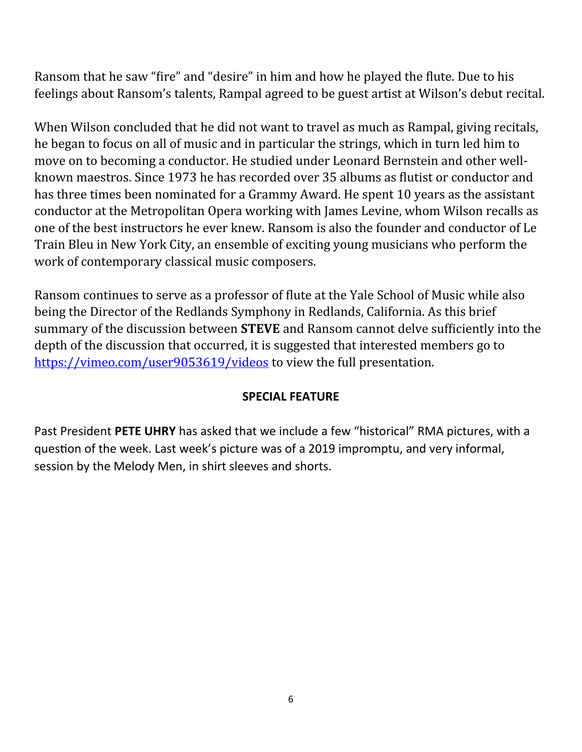Ransom that he saw "fire" and "desire" in him and how he played the flute. Due to his feelings about Ransom's talents, Rampal agreed to be guest artist at Wilson's debut recital.

When Wilson concluded that he did not want to travel as much as Rampal, giving recitals, he began to focus on all of music and in particular the strings, which in turn led him to move on to becoming a conductor. He studied under Leonard Bernstein and other well-known maestros. Since 1973 he has recorded over 35 albums as flutist or conductor and has three times been nominated for a Grammy Award. He spent 10 years as the assistant conductor at the Metropolitan Opera working with James Levine, whom Wilson recalls as one of the best instructors he ever knew. Ransom is also the founder and conductor of Le Train Bleu in New York City, an ensemble of exciting young musicians who perform the work of contemporary classical music composers.

Ransom continues to serve as a professor of flute at the Yale School of Music while also being the Director of the Redlands Symphony in Redlands, California. As this brief summary of the discussion between **STEVE** and Ransom cannot delve sufficiently into the depth of the discussion that occurred, it is suggested that interested members go to [https://vimeo.com/user9053619/videos](https://vimeo.com/user9053619/videos) to view the full presentation.

## SPECIAL FEATURE

Past President **PETE UHRY** has asked that we include a few "historical" RMA pictures, with a question of the week. Last week's picture was of a 2019 impromptu, and very informal, session by the Melody Men, in shirt sleeves and shorts.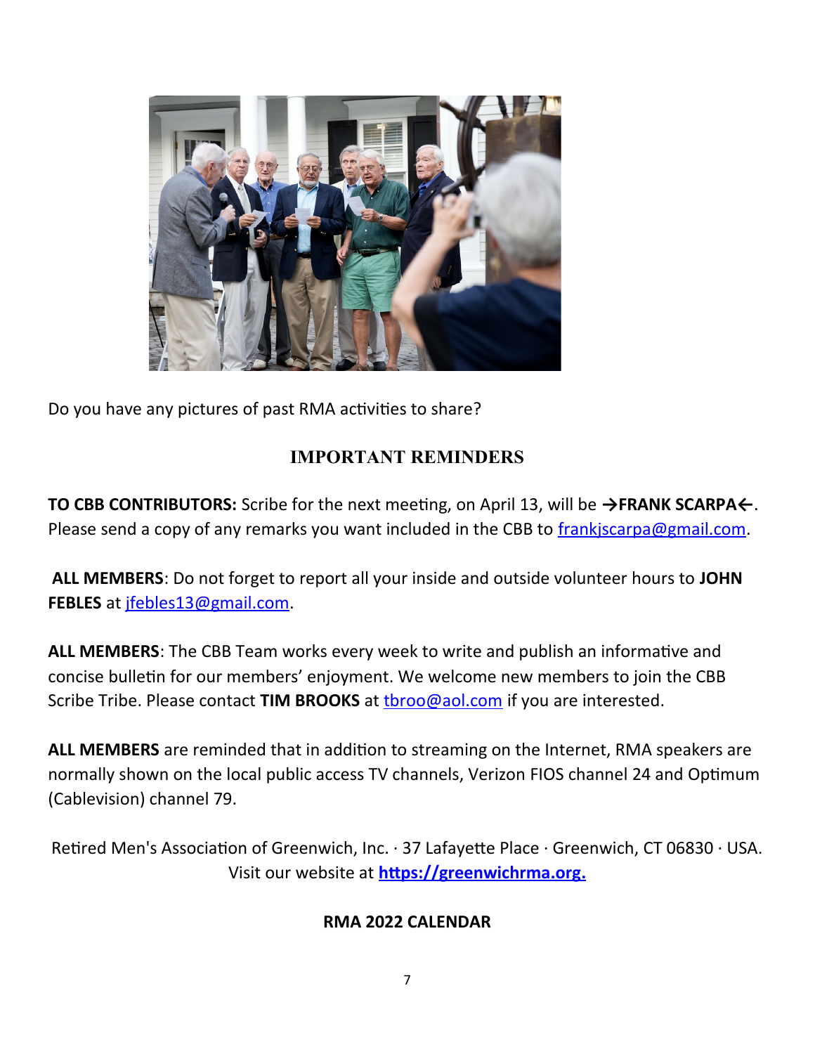Do you have any pictures of past RMA activities to share?

## IMPORTANT REMINDERS

**TO CBB CONTRIBUTORS:** Scribe for the next meeting, on April 13, will be **→FRANK SCARPA←**. Please send a copy of any remarks you want included in the CBB to frankjscarpa@gmail.com.

**ALL MEMBERS**: Do not forget to report all your inside and outside volunteer hours to **JOHN FEBLES** at jfebles13@gmail.com.

**ALL MEMBERS**: The CBB Team works every week to write and publish an informative and concise bulletin for our members' enjoyment. We welcome new members to join the CBB Scribe Tribe. Please contact **TIM BROOKS** at tbroo@aol.com if you are interested.

**ALL MEMBERS** are reminded that in addition to streaming on the Internet, RMA speakers are normally shown on the local public access TV channels, Verizon FIOS channel 24 and Optimum (Cablevision) channel 79.

Retired Men's Association of Greenwich, Inc. · 37 Lafayette Place · Greenwich, CT 06830 · USA. Visit our website at **https://greenwichrma.org.**

**RMA 2022 CALENDAR**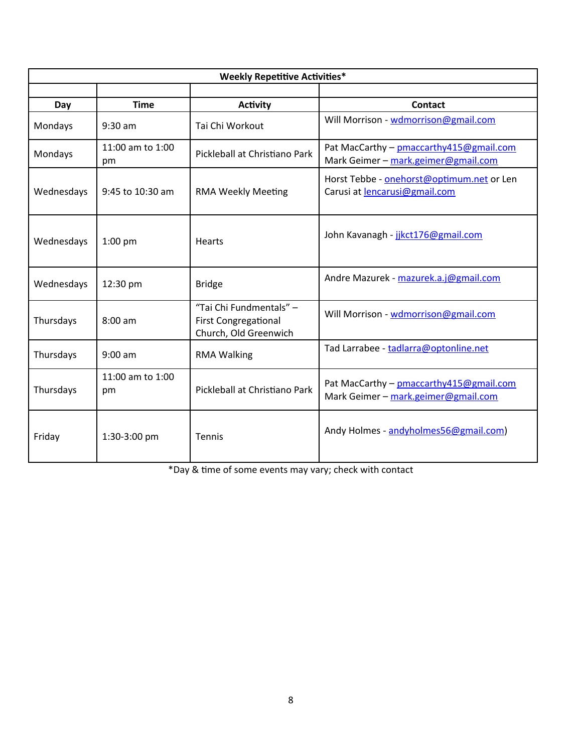**Weekly Repetitive Activities***

| Day | Time | Activity | Contact |
| --- | --- | --- | --- |
| Mondays | 9:30 am | Tai Chi Workout | Will Morrison - wdmorrison@gmail.com |
| Mondays | 11:00 am to 1:00 pm | Pickleball at Christiano Park | Pat MacCarthy – pmaccarthy415@gmail.com Mark Geimer – mark.geimer@gmail.com |
| Wednesdays | 9:45 to 10:30 am | RMA Weekly Meeting | Horst Tebbe - onehorst@optimum.net or Len Carusi at lencarusi@gmail.com |
| Wednesdays | 1:00 pm | Hearts | John Kavanagh - jjkct176@gmail.com |
| Wednesdays | 12:30 pm | Bridge | Andre Mazurek - mazurek.a.j@gmail.com |
| Thursdays | 8:00 am | "Tai Chi Fundmentals" – First Congregational Church, Old Greenwich | Will Morrison - wdmorrison@gmail.com |
| Thursdays | 9:00 am | RMA Walking | Tad Larrabee - tadlarra@optonline.net |
| Thursdays | 11:00 am to 1:00 pm | Pickleball at Christiano Park | Pat MacCarthy – pmaccarthy415@gmail.com Mark Geimer – mark.geimer@gmail.com |
| Friday | 1:30-3:00 pm | Tennis | Andy Holmes - andyholmes56@gmail.com) |

*Day & time of some events may vary; check with contact